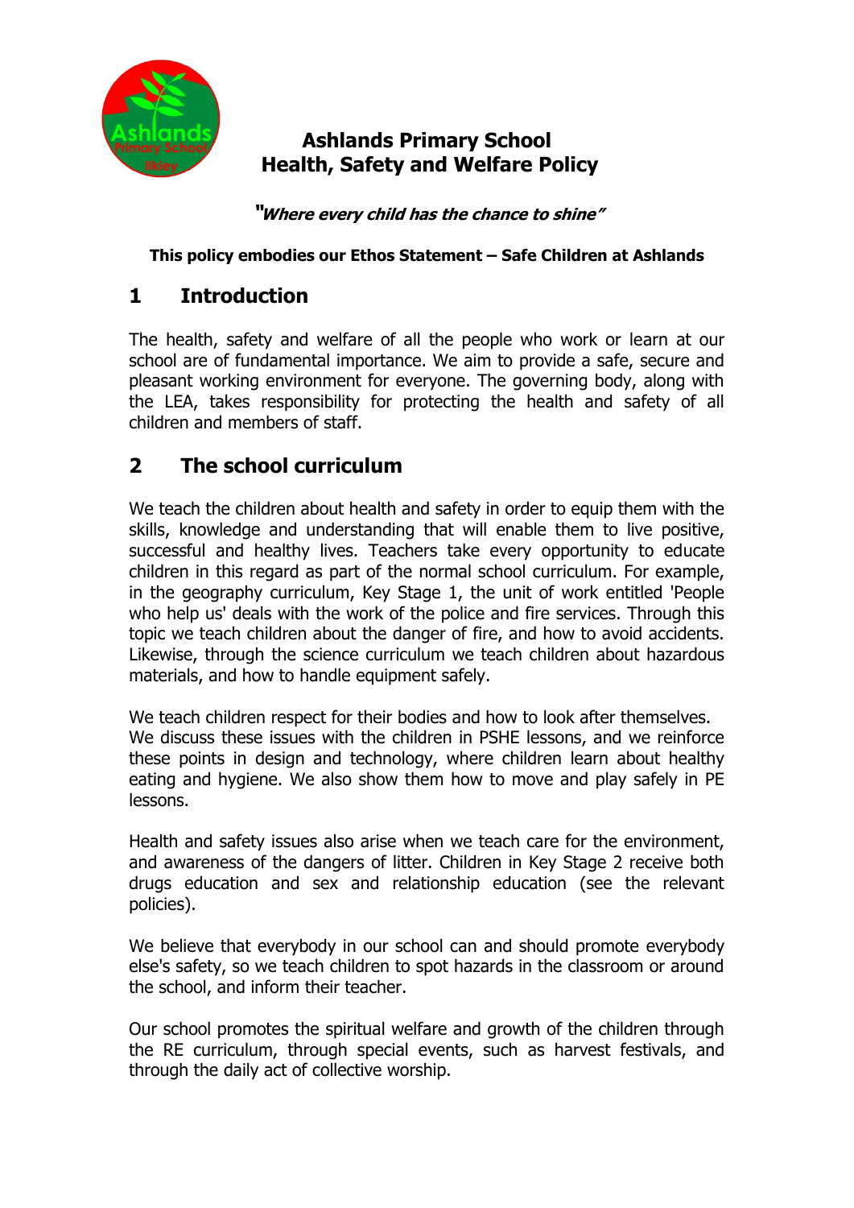# Ashlands Primary School
# Health, Safety and Welfare Policy

***"Where every child has the chance to shine"***

**This policy embodies our Ethos Statement – Safe Children at Ashlands**

## 1 Introduction

The health, safety and welfare of all the people who work or learn at our school are of fundamental importance. We aim to provide a safe, secure and pleasant working environment for everyone. The governing body, along with the LEA, takes responsibility for protecting the health and safety of all children and members of staff.

## 2 The school curriculum

We teach the children about health and safety in order to equip them with the skills, knowledge and understanding that will enable them to live positive, successful and healthy lives. Teachers take every opportunity to educate children in this regard as part of the normal school curriculum. For example, in the geography curriculum, Key Stage 1, the unit of work entitled 'People who help us' deals with the work of the police and fire services. Through this topic we teach children about the danger of fire, and how to avoid accidents. Likewise, through the science curriculum we teach children about hazardous materials, and how to handle equipment safely.

We teach children respect for their bodies and how to look after themselves. We discuss these issues with the children in PSHE lessons, and we reinforce these points in design and technology, where children learn about healthy eating and hygiene. We also show them how to move and play safely in PE lessons.

Health and safety issues also arise when we teach care for the environment, and awareness of the dangers of litter. Children in Key Stage 2 receive both drugs education and sex and relationship education (see the relevant policies).

We believe that everybody in our school can and should promote everybody else's safety, so we teach children to spot hazards in the classroom or around the school, and inform their teacher.

Our school promotes the spiritual welfare and growth of the children through the RE curriculum, through special events, such as harvest festivals, and through the daily act of collective worship.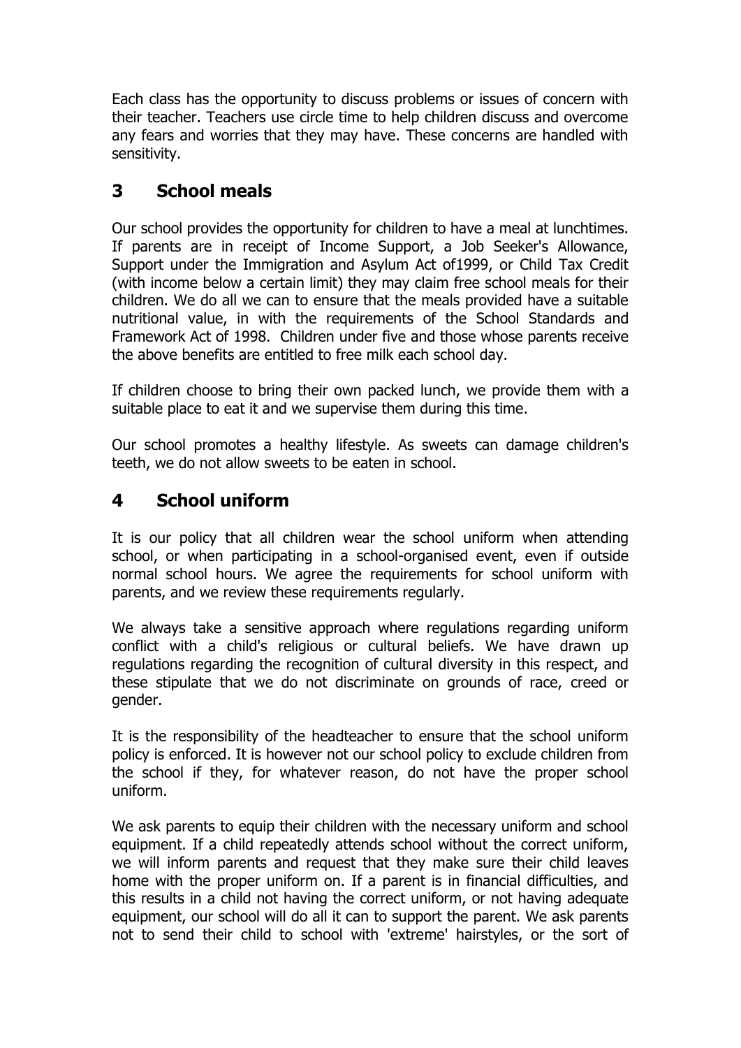Each class has the opportunity to discuss problems or issues of concern with their teacher. Teachers use circle time to help children discuss and overcome any fears and worries that they may have. These concerns are handled with sensitivity.

## 3 School meals

Our school provides the opportunity for children to have a meal at lunchtimes. If parents are in receipt of Income Support, a Job Seeker's Allowance, Support under the Immigration and Asylum Act of1999, or Child Tax Credit (with income below a certain limit) they may claim free school meals for their children. We do all we can to ensure that the meals provided have a suitable nutritional value, in with the requirements of the School Standards and Framework Act of 1998. Children under five and those whose parents receive the above benefits are entitled to free milk each school day.

If children choose to bring their own packed lunch, we provide them with a suitable place to eat it and we supervise them during this time.

Our school promotes a healthy lifestyle. As sweets can damage children's teeth, we do not allow sweets to be eaten in school.

## 4 School uniform

It is our policy that all children wear the school uniform when attending school, or when participating in a school-organised event, even if outside normal school hours. We agree the requirements for school uniform with parents, and we review these requirements regularly.

We always take a sensitive approach where regulations regarding uniform conflict with a child's religious or cultural beliefs. We have drawn up regulations regarding the recognition of cultural diversity in this respect, and these stipulate that we do not discriminate on grounds of race, creed or gender.

It is the responsibility of the headteacher to ensure that the school uniform policy is enforced. It is however not our school policy to exclude children from the school if they, for whatever reason, do not have the proper school uniform.

We ask parents to equip their children with the necessary uniform and school equipment. If a child repeatedly attends school without the correct uniform, we will inform parents and request that they make sure their child leaves home with the proper uniform on. If a parent is in financial difficulties, and this results in a child not having the correct uniform, or not having adequate equipment, our school will do all it can to support the parent. We ask parents not to send their child to school with 'extreme' hairstyles, or the sort of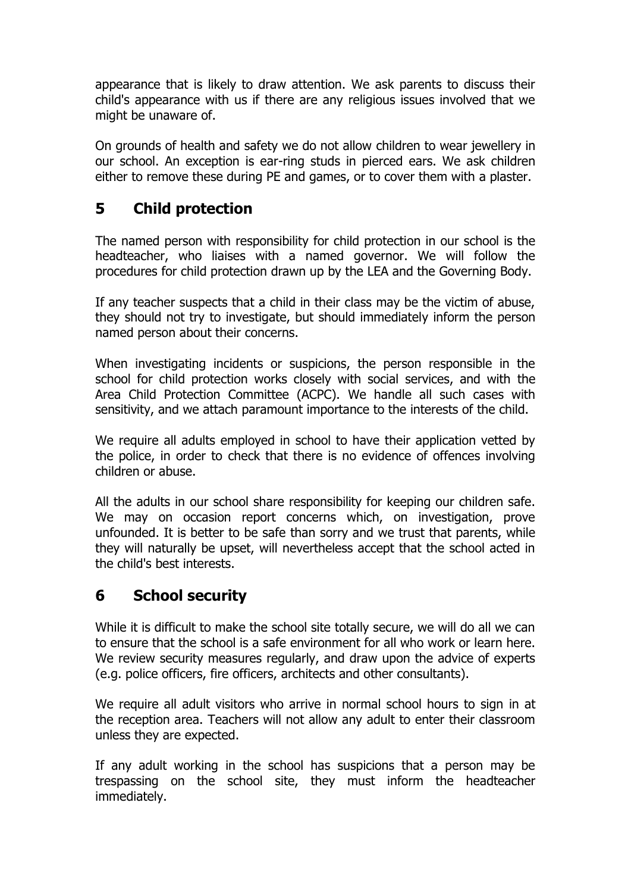appearance that is likely to draw attention. We ask parents to discuss their child's appearance with us if there are any religious issues involved that we might be unaware of.

On grounds of health and safety we do not allow children to wear jewellery in our school. An exception is ear-ring studs in pierced ears. We ask children either to remove these during PE and games, or to cover them with a plaster.

## 5 Child protection

The named person with responsibility for child protection in our school is the headteacher, who liaises with a named governor. We will follow the procedures for child protection drawn up by the LEA and the Governing Body.

If any teacher suspects that a child in their class may be the victim of abuse, they should not try to investigate, but should immediately inform the person named person about their concerns.

When investigating incidents or suspicions, the person responsible in the school for child protection works closely with social services, and with the Area Child Protection Committee (ACPC). We handle all such cases with sensitivity, and we attach paramount importance to the interests of the child.

We require all adults employed in school to have their application vetted by the police, in order to check that there is no evidence of offences involving children or abuse.

All the adults in our school share responsibility for keeping our children safe. We may on occasion report concerns which, on investigation, prove unfounded. It is better to be safe than sorry and we trust that parents, while they will naturally be upset, will nevertheless accept that the school acted in the child's best interests.

## 6 School security

While it is difficult to make the school site totally secure, we will do all we can to ensure that the school is a safe environment for all who work or learn here. We review security measures regularly, and draw upon the advice of experts (e.g. police officers, fire officers, architects and other consultants).

We require all adult visitors who arrive in normal school hours to sign in at the reception area. Teachers will not allow any adult to enter their classroom unless they are expected.

If any adult working in the school has suspicions that a person may be trespassing on the school site, they must inform the headteacher immediately.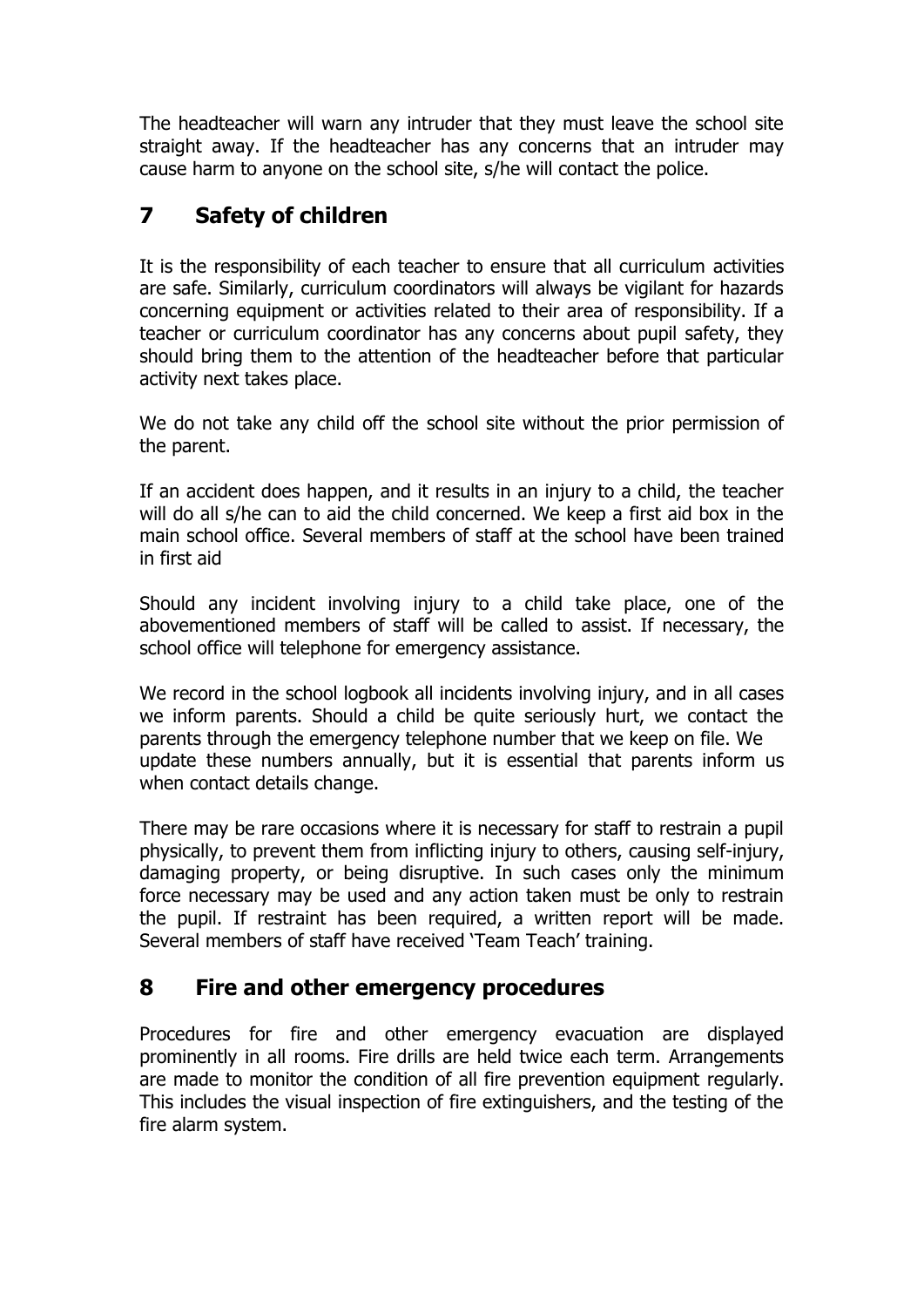The headteacher will warn any intruder that they must leave the school site straight away. If the headteacher has any concerns that an intruder may cause harm to anyone on the school site, s/he will contact the police.

## 7 Safety of children

It is the responsibility of each teacher to ensure that all curriculum activities are safe. Similarly, curriculum coordinators will always be vigilant for hazards concerning equipment or activities related to their area of responsibility. If a teacher or curriculum coordinator has any concerns about pupil safety, they should bring them to the attention of the headteacher before that particular activity next takes place.

We do not take any child off the school site without the prior permission of the parent.

If an accident does happen, and it results in an injury to a child, the teacher will do all s/he can to aid the child concerned. We keep a first aid box in the main school office. Several members of staff at the school have been trained in first aid

Should any incident involving injury to a child take place, one of the abovementioned members of staff will be called to assist. If necessary, the school office will telephone for emergency assistance.

We record in the school logbook all incidents involving injury, and in all cases we inform parents. Should a child be quite seriously hurt, we contact the parents through the emergency telephone number that we keep on file. We update these numbers annually, but it is essential that parents inform us when contact details change.

There may be rare occasions where it is necessary for staff to restrain a pupil physically, to prevent them from inflicting injury to others, causing self-injury, damaging property, or being disruptive. In such cases only the minimum force necessary may be used and any action taken must be only to restrain the pupil. If restraint has been required, a written report will be made. Several members of staff have received 'Team Teach' training.

## 8 Fire and other emergency procedures

Procedures for fire and other emergency evacuation are displayed prominently in all rooms. Fire drills are held twice each term. Arrangements are made to monitor the condition of all fire prevention equipment regularly. This includes the visual inspection of fire extinguishers, and the testing of the fire alarm system.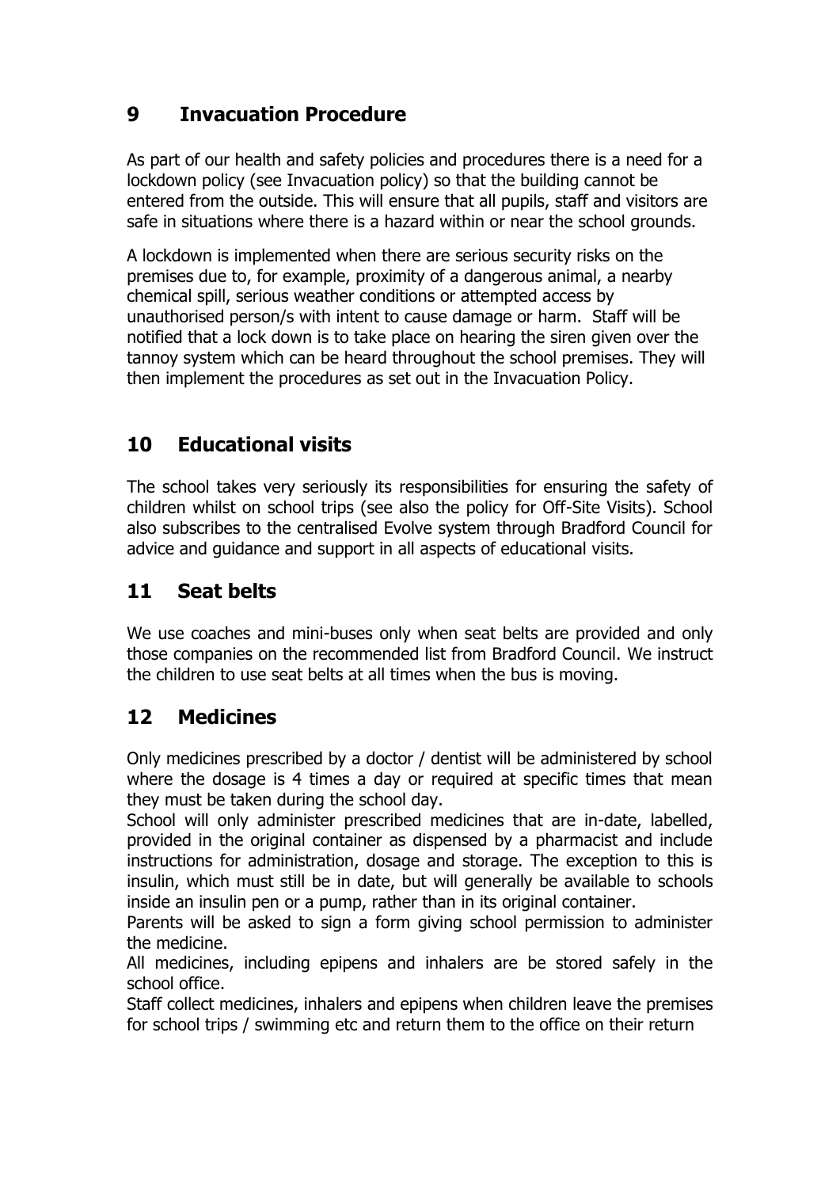## 9 Invacuation Procedure

As part of our health and safety policies and procedures there is a need for a lockdown policy (see Invacuation policy) so that the building cannot be entered from the outside. This will ensure that all pupils, staff and visitors are safe in situations where there is a hazard within or near the school grounds.

A lockdown is implemented when there are serious security risks on the premises due to, for example, proximity of a dangerous animal, a nearby chemical spill, serious weather conditions or attempted access by unauthorised person/s with intent to cause damage or harm. Staff will be notified that a lock down is to take place on hearing the siren given over the tannoy system which can be heard throughout the school premises. They will then implement the procedures as set out in the Invacuation Policy.

## 10 Educational visits

The school takes very seriously its responsibilities for ensuring the safety of children whilst on school trips (see also the policy for Off-Site Visits). School also subscribes to the centralised Evolve system through Bradford Council for advice and guidance and support in all aspects of educational visits.

## 11 Seat belts

We use coaches and mini-buses only when seat belts are provided and only those companies on the recommended list from Bradford Council. We instruct the children to use seat belts at all times when the bus is moving.

## 12 Medicines

Only medicines prescribed by a doctor / dentist will be administered by school where the dosage is 4 times a day or required at specific times that mean they must be taken during the school day.

School will only administer prescribed medicines that are in-date, labelled, provided in the original container as dispensed by a pharmacist and include instructions for administration, dosage and storage. The exception to this is insulin, which must still be in date, but will generally be available to schools inside an insulin pen or a pump, rather than in its original container.

Parents will be asked to sign a form giving school permission to administer the medicine.

All medicines, including epipens and inhalers are be stored safely in the school office.

Staff collect medicines, inhalers and epipens when children leave the premises for school trips / swimming etc and return them to the office on their return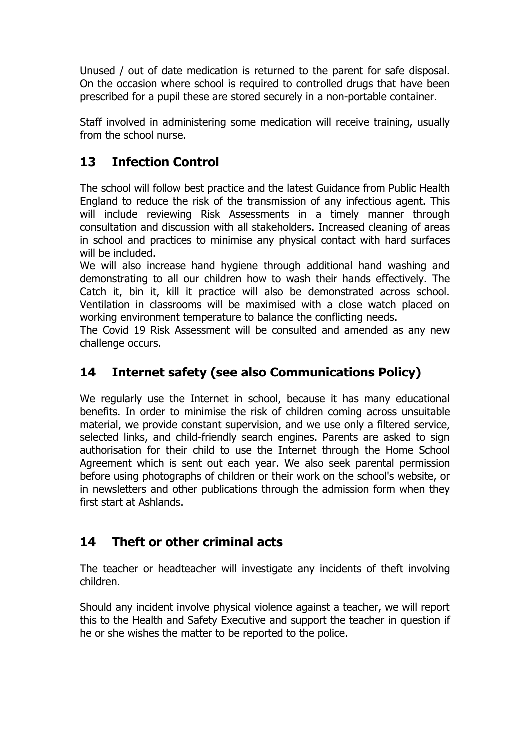Unused / out of date medication is returned to the parent for safe disposal. On the occasion where school is required to controlled drugs that have been prescribed for a pupil these are stored securely in a non-portable container.

Staff involved in administering some medication will receive training, usually from the school nurse.

## 13 Infection Control

The school will follow best practice and the latest Guidance from Public Health England to reduce the risk of the transmission of any infectious agent. This will include reviewing Risk Assessments in a timely manner through consultation and discussion with all stakeholders. Increased cleaning of areas in school and practices to minimise any physical contact with hard surfaces will be included.
We will also increase hand hygiene through additional hand washing and demonstrating to all our children how to wash their hands effectively. The Catch it, bin it, kill it practice will also be demonstrated across school. Ventilation in classrooms will be maximised with a close watch placed on working environment temperature to balance the conflicting needs.
The Covid 19 Risk Assessment will be consulted and amended as any new challenge occurs.

## 14 Internet safety (see also Communications Policy)

We regularly use the Internet in school, because it has many educational benefits. In order to minimise the risk of children coming across unsuitable material, we provide constant supervision, and we use only a filtered service, selected links, and child-friendly search engines. Parents are asked to sign authorisation for their child to use the Internet through the Home School Agreement which is sent out each year. We also seek parental permission before using photographs of children or their work on the school's website, or in newsletters and other publications through the admission form when they first start at Ashlands.

## 14 Theft or other criminal acts

The teacher or headteacher will investigate any incidents of theft involving children.

Should any incident involve physical violence against a teacher, we will report this to the Health and Safety Executive and support the teacher in question if he or she wishes the matter to be reported to the police.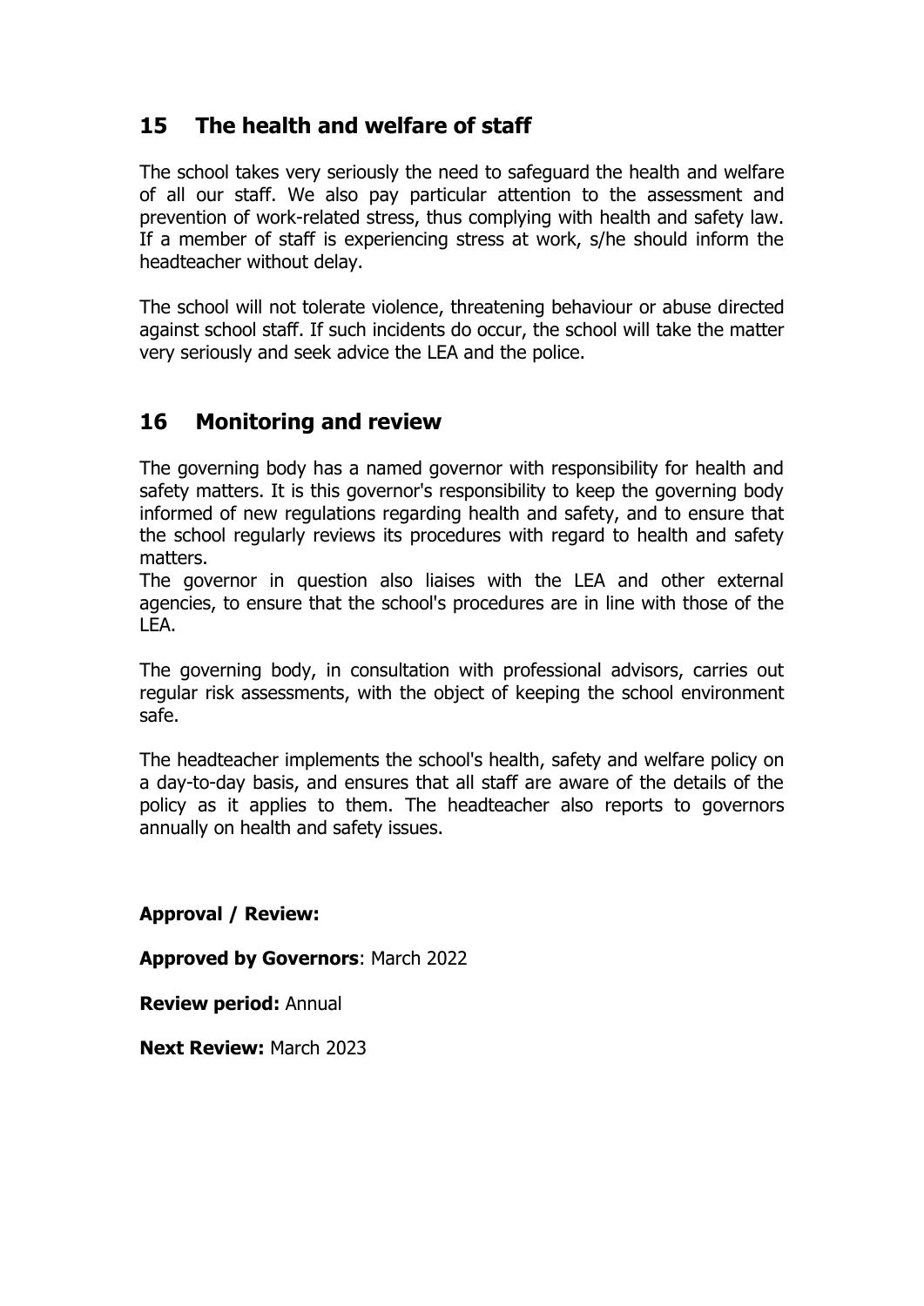## 15 The health and welfare of staff

The school takes very seriously the need to safeguard the health and welfare of all our staff. We also pay particular attention to the assessment and prevention of work-related stress, thus complying with health and safety law. If a member of staff is experiencing stress at work, s/he should inform the headteacher without delay.

The school will not tolerate violence, threatening behaviour or abuse directed against school staff. If such incidents do occur, the school will take the matter very seriously and seek advice the LEA and the police.

## 16 Monitoring and review

The governing body has a named governor with responsibility for health and safety matters. It is this governor's responsibility to keep the governing body informed of new regulations regarding health and safety, and to ensure that the school regularly reviews its procedures with regard to health and safety matters.
The governor in question also liaises with the LEA and other external agencies, to ensure that the school's procedures are in line with those of the LEA.

The governing body, in consultation with professional advisors, carries out regular risk assessments, with the object of keeping the school environment safe.

The headteacher implements the school's health, safety and welfare policy on a day-to-day basis, and ensures that all staff are aware of the details of the policy as it applies to them. The headteacher also reports to governors annually on health and safety issues.

**Approval / Review:**

**Approved by Governors**: March 2022

**Review period:** Annual

**Next Review:** March 2023